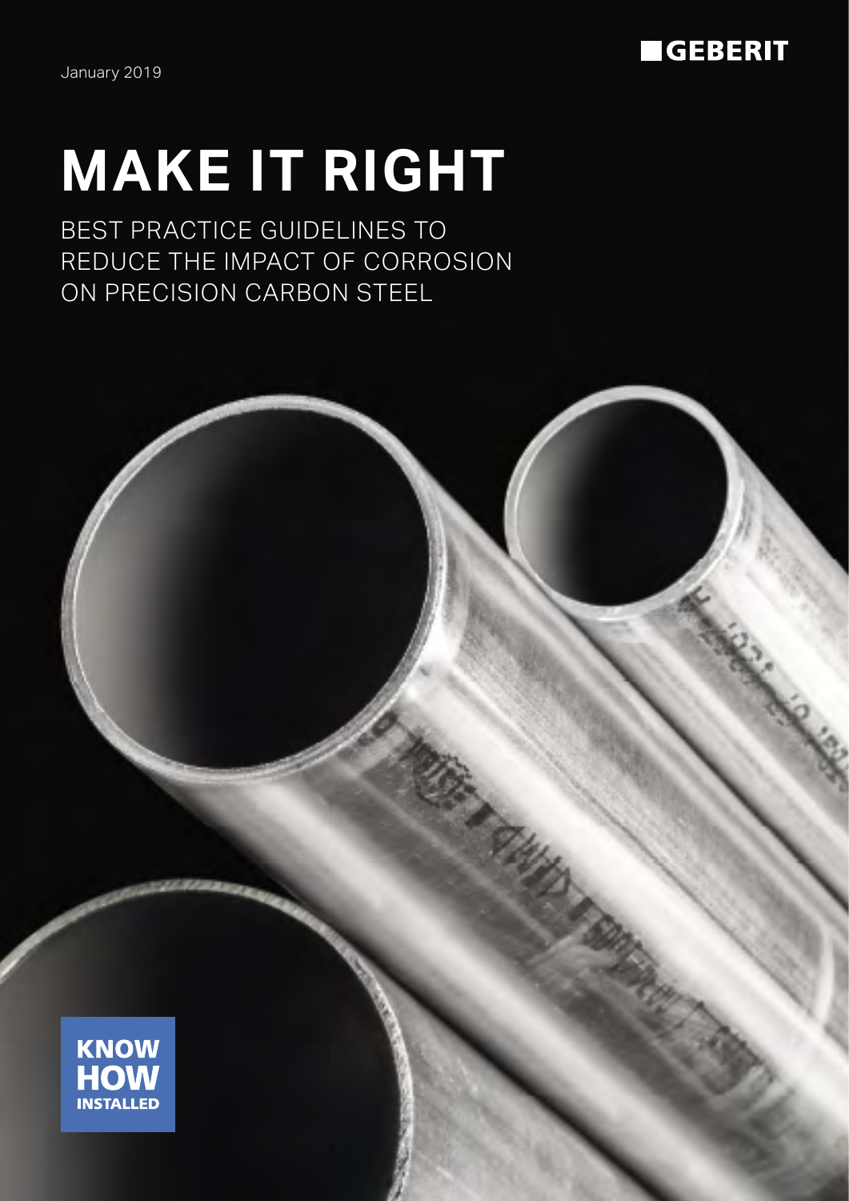GEBERIT

January 2019

# MAKE IT RIGHT

BEST PRACTICE GUIDELINES TO REDUCE THE IMPACT OF CORROSION ON PRECISION CARBON STEEL

KNOW HOW INSTALLED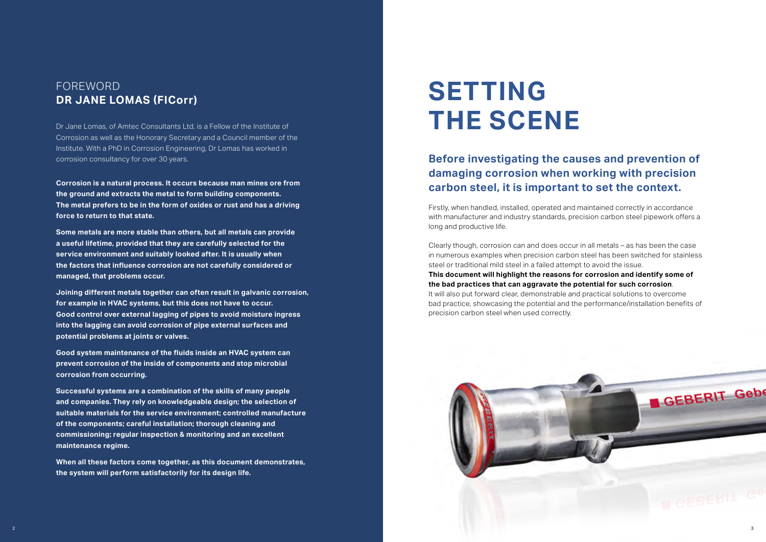## FOREWORD
## DR JANE LOMAS (FICorr)

Dr Jane Lomas, of Amtec Consultants Ltd, is a Fellow of the Institute of Corrosion as well as the Honorary Secretary and a Council member of the Institute. With a PhD in Corrosion Engineering, Dr Lomas has worked in corrosion consultancy for over 30 years.

**Corrosion is a natural process. It occurs because man mines ore from the ground and extracts the metal to form building components. The metal prefers to be in the form of oxides or rust and has a driving force to return to that state.**

**Some metals are more stable than others, but all metals can provide a useful lifetime, provided that they are carefully selected for the service environment and suitably looked after. It is usually when the factors that influence corrosion are not carefully considered or managed, that problems occur.**

**Joining different metals together can often result in galvanic corrosion, for example in HVAC systems, but this does not have to occur. Good control over external lagging of pipes to avoid moisture ingress into the lagging can avoid corrosion of pipe external surfaces and potential problems at joints or valves.**

**Good system maintenance of the fluids inside an HVAC system can prevent corrosion of the inside of components and stop microbial corrosion from occurring.**

**Successful systems are a combination of the skills of many people and companies. They rely on knowledgeable design; the selection of suitable materials for the service environment; controlled manufacture of the components; careful installation; thorough cleaning and commissioning; regular inspection & monitoring and an excellent maintenance regime.**

**When all these factors come together, as this document demonstrates, the system will perform satisfactorily for its design life.**

# SETTING THE SCENE

### Before investigating the causes and prevention of damaging corrosion when working with precision carbon steel, it is important to set the context.

Firstly, when handled, installed, operated and maintained correctly in accordance with manufacturer and industry standards, precision carbon steel pipework offers a long and productive life.

Clearly though, corrosion can and does occur in all metals – as has been the case in numerous examples when precision carbon steel has been switched for stainless steel or traditional mild steel in a failed attempt to avoid the issue. **This document will highlight the reasons for corrosion and identify some of the bad practices that can aggravate the potential for such corrosion**. It will also put forward clear, demonstrable and practical solutions to overcome bad practice, showcasing the potential and the performance/installation benefits of precision carbon steel when used correctly.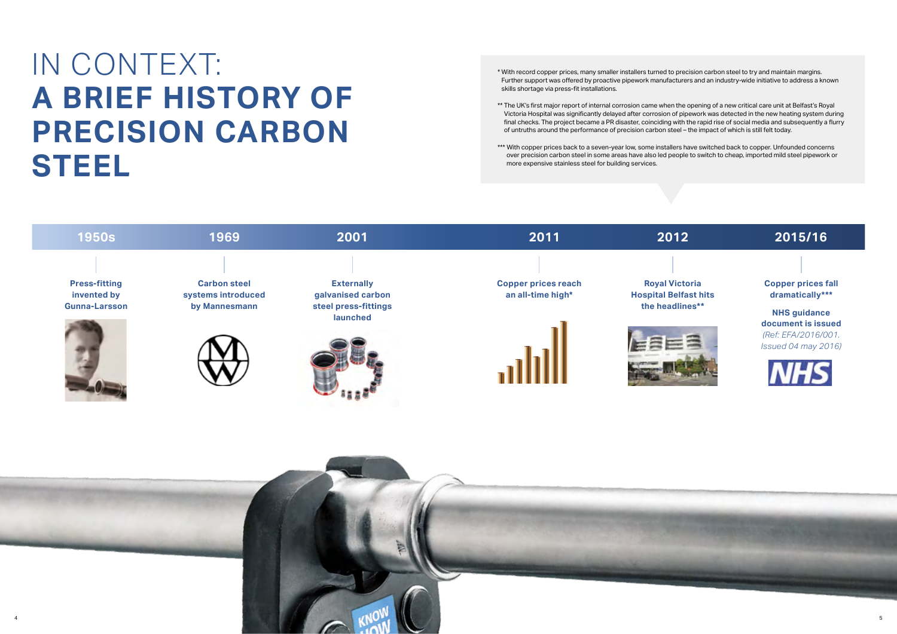# IN CONTEXT: A BRIEF HISTORY OF PRECISION CARBON STEEL

\* With record copper prices, many smaller installers turned to precision carbon steel to try and maintain margins. Further support was offered by proactive pipework manufacturers and an industry-wide initiative to address a known skills shortage via press-fit installations.

\*\* The UK's first major report of internal corrosion came when the opening of a new critical care unit at Belfast's Royal Victoria Hospital was significantly delayed after corrosion of pipework was detected in the new heating system during final checks. The project became a PR disaster, coinciding with the rapid rise of social media and subsequently a flurry of untruths around the performance of precision carbon steel – the impact of which is still felt today.

\*\*\* With copper prices back to a seven-year low, some installers have switched back to copper. Unfounded concerns over precision carbon steel in some areas have also led people to switch to cheap, imported mild steel pipework or more expensive stainless steel for building services.

**1950s**
Press-fitting invented by Gunna-Larsson

**1969**
Carbon steel systems introduced by Mannesmann

**2001**
Externally galvanised carbon steel press-fittings launched

**2011**
Copper prices reach an all-time high*

**2012**
Royal Victoria Hospital Belfast hits the headlines**

**2015/16**
Copper prices fall dramatically***

NHS guidance document is issued *(Ref: EFA/2016/001. Issued 04 may 2016)*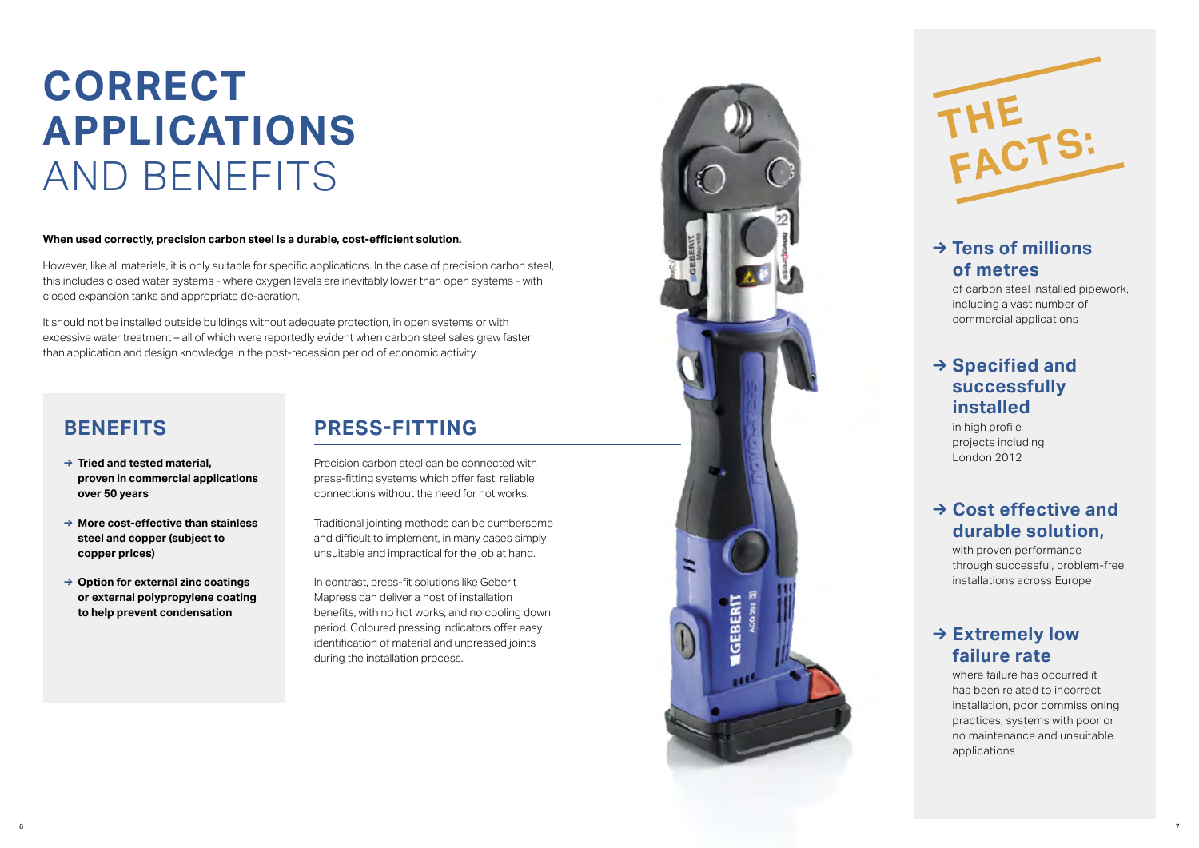# CORRECT APPLICATIONS AND BENEFITS

**When used correctly, precision carbon steel is a durable, cost-efficient solution.**

However, like all materials, it is only suitable for specific applications. In the case of precision carbon steel, this includes closed water systems - where oxygen levels are inevitably lower than open systems - with closed expansion tanks and appropriate de-aeration.

It should not be installed outside buildings without adequate protection, in open systems or with excessive water treatment – all of which were reportedly evident when carbon steel sales grew faster than application and design knowledge in the post-recession period of economic activity.

## BENEFITS

- → **Tried and tested material, proven in commercial applications over 50 years**
- → **More cost-effective than stainless steel and copper (subject to copper prices)**
- → **Option for external zinc coatings or external polypropylene coating to help prevent condensation**

## PRESS-FITTING

Precision carbon steel can be connected with press-fitting systems which offer fast, reliable connections without the need for hot works.

Traditional jointing methods can be cumbersome and difficult to implement, in many cases simply unsuitable and impractical for the job at hand.

In contrast, press-fit solutions like Geberit Mapress can deliver a host of installation benefits, with no hot works, and no cooling down period. Coloured pressing indicators offer easy identification of material and unpressed joints during the installation process.

## THE FACTS:

### → Tens of millions of metres

of carbon steel installed pipework, including a vast number of commercial applications

### → Specified and successfully installed

in high profile projects including London 2012

### → Cost effective and durable solution,

with proven performance through successful, problem-free installations across Europe

### → Extremely low failure rate

where failure has occurred it has been related to incorrect installation, poor commissioning practices, systems with poor or no maintenance and unsuitable applications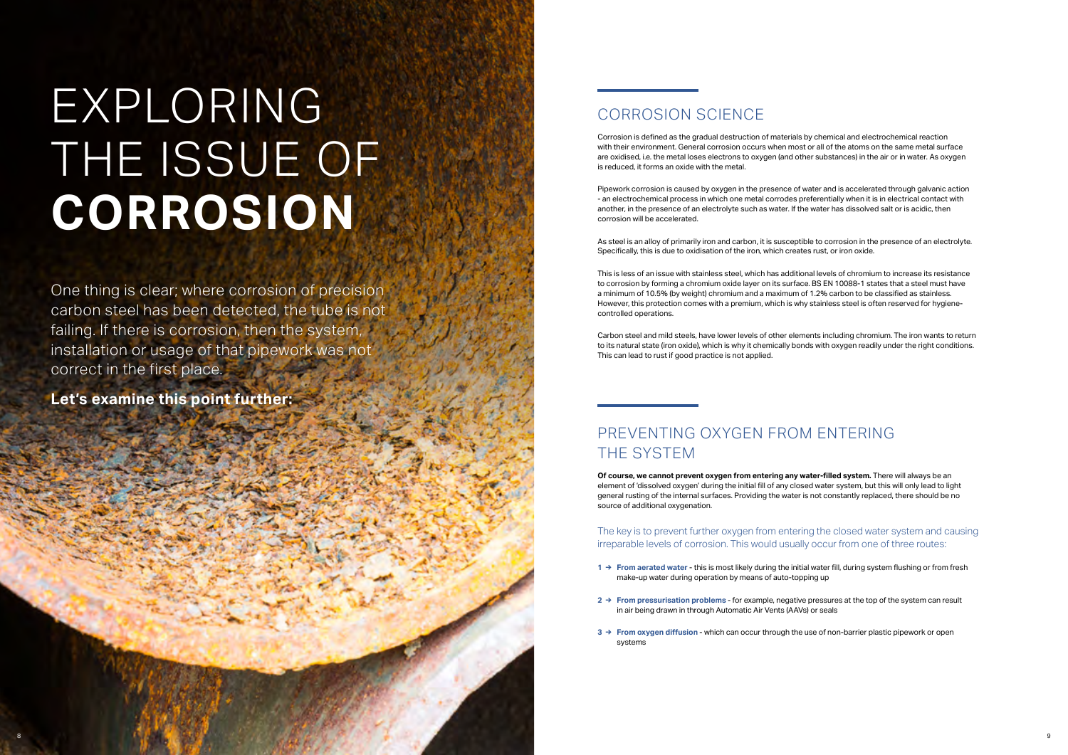# EXPLORING THE ISSUE OF **CORROSION**

One thing is clear; where corrosion of precision carbon steel has been detected, the tube is not failing. If there is corrosion, then the system, installation or usage of that pipework was not correct in the first place.

**Let's examine this point further:**

## CORROSION SCIENCE

Corrosion is defined as the gradual destruction of materials by chemical and electrochemical reaction with their environment. General corrosion occurs when most or all of the atoms on the same metal surface are oxidised, i.e. the metal loses electrons to oxygen (and other substances) in the air or in water. As oxygen is reduced, it forms an oxide with the metal.

Pipework corrosion is caused by oxygen in the presence of water and is accelerated through galvanic action - an electrochemical process in which one metal corrodes preferentially when it is in electrical contact with another, in the presence of an electrolyte such as water. If the water has dissolved salt or is acidic, then corrosion will be accelerated.

As steel is an alloy of primarily iron and carbon, it is susceptible to corrosion in the presence of an electrolyte. Specifically, this is due to oxidisation of the iron, which creates rust, or iron oxide.

This is less of an issue with stainless steel, which has additional levels of chromium to increase its resistance to corrosion by forming a chromium oxide layer on its surface. BS EN 10088-1 states that a steel must have a minimum of 10.5% (by weight) chromium and a maximum of 1.2% carbon to be classified as stainless. However, this protection comes with a premium, which is why stainless steel is often reserved for hygiene-controlled operations.

Carbon steel and mild steels, have lower levels of other elements including chromium. The iron wants to return to its natural state (iron oxide), which is why it chemically bonds with oxygen readily under the right conditions. This can lead to rust if good practice is not applied.

## PREVENTING OXYGEN FROM ENTERING THE SYSTEM

**Of course, we cannot prevent oxygen from entering any water-filled system.** There will always be an element of 'dissolved oxygen' during the initial fill of any closed water system, but this will only lead to light general rusting of the internal surfaces. Providing the water is not constantly replaced, there should be no source of additional oxygenation.

The key is to prevent further oxygen from entering the closed water system and causing irreparable levels of corrosion. This would usually occur from one of three routes:

1. → **From aerated water** - this is most likely during the initial water fill, during system flushing or from fresh make-up water during operation by means of auto-topping up
2. → **From pressurisation problems** - for example, negative pressures at the top of the system can result in air being drawn in through Automatic Air Vents (AAVs) or seals
3. → **From oxygen diffusion** - which can occur through the use of non-barrier plastic pipework or open systems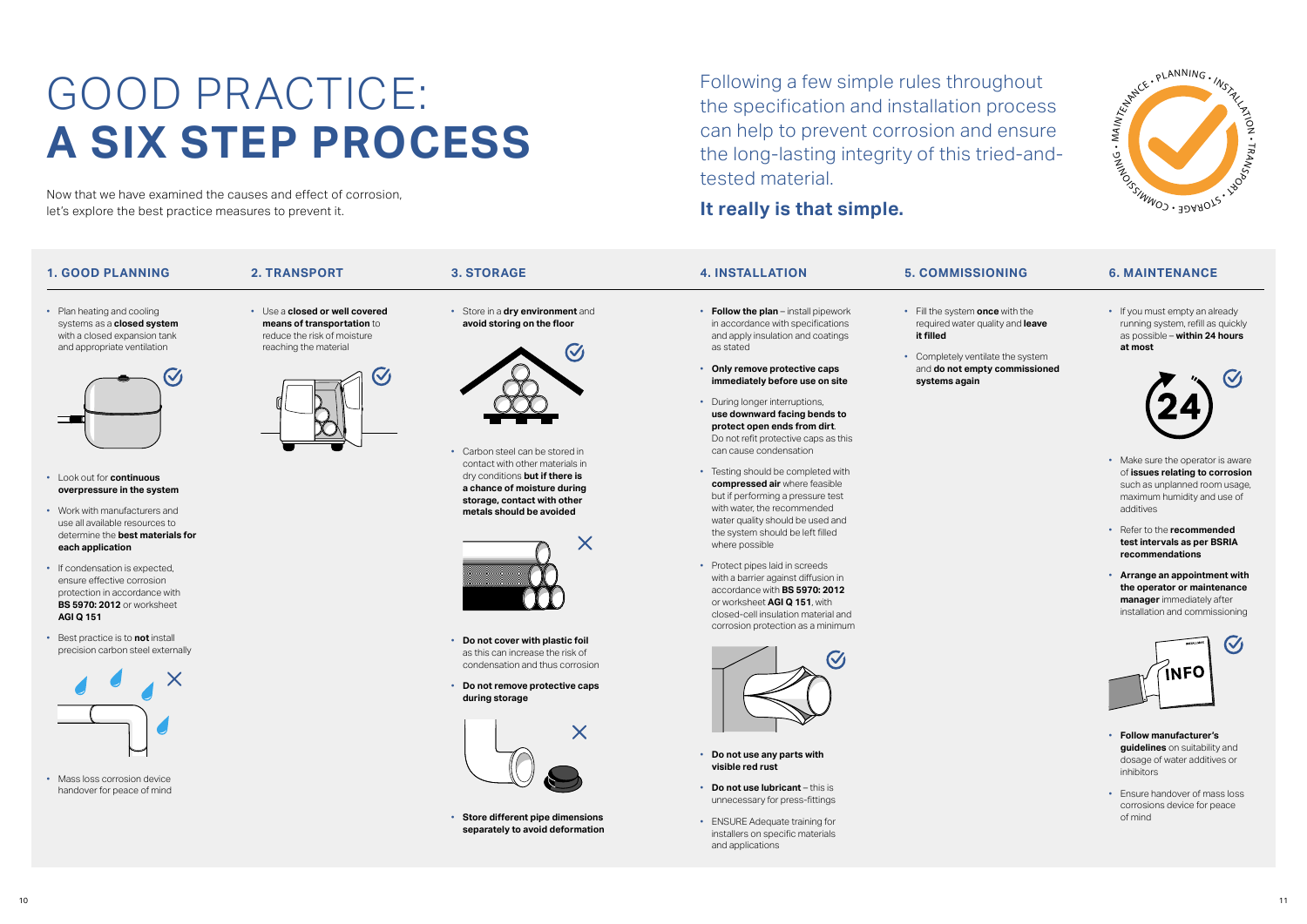# GOOD PRACTICE: **A SIX STEP PROCESS**

Now that we have examined the causes and effect of corrosion, let's explore the best practice measures to prevent it.

Following a few simple rules throughout the specification and installation process can help to prevent corrosion and ensure the long-lasting integrity of this tried-and-tested material.

**It really is that simple.**

## 1. GOOD PLANNING

- Plan heating and cooling systems as a **closed system** with a closed expansion tank and appropriate ventilation
- Look out for **continuous overpressure in the system**
- Work with manufacturers and use all available resources to determine the **best materials for each application**
- If condensation is expected, ensure effective corrosion protection in accordance with **BS 5970: 2012** or worksheet **AGI Q 151**
- Best practice is to **not** install precision carbon steel externally
- Mass loss corrosion device handover for peace of mind

## 2. TRANSPORT

- Use a **closed or well covered means of transportation** to reduce the risk of moisture reaching the material

## 3. STORAGE

- Store in a **dry environment** and **avoid storing on the floor**
- Carbon steel can be stored in contact with other materials in dry conditions **but if there is a chance of moisture during storage, contact with other metals should be avoided**
- **Do not cover with plastic foil** as this can increase the risk of condensation and thus corrosion
- **Do not remove protective caps during storage**
- **Store different pipe dimensions separately to avoid deformation**

## 4. INSTALLATION

- **Follow the plan** – install pipework in accordance with specifications and apply insulation and coatings as stated
- **Only remove protective caps immediately before use on site**
- During longer interruptions, **use downward facing bends to protect open ends from dirt**. Do not refit protective caps as this can cause condensation
- Testing should be completed with **compressed air** where feasible but if performing a pressure test with water, the recommended water quality should be used and the system should be left filled where possible
- Protect pipes laid in screeds with a barrier against diffusion in accordance with **BS 5970: 2012** or worksheet **AGI Q 151**, with closed-cell insulation material and corrosion protection as a minimum
- **Do not use any parts with visible red rust**
- **Do not use lubricant** – this is unnecessary for press-fittings
- ENSURE Adequate training for installers on specific materials and applications

## 5. COMMISSIONING

- Fill the system **once** with the required water quality and **leave it filled**
- Completely ventilate the system and **do not empty commissioned systems again**

## 6. MAINTENANCE

- If you must empty an already running system, refill as quickly as possible – **within 24 hours at most**
- Make sure the operator is aware of **issues relating to corrosion** such as unplanned room usage, maximum humidity and use of additives
- Refer to the **recommended test intervals as per BSRIA recommendations**
- **Arrange an appointment with the operator or maintenance manager** immediately after installation and commissioning
- **Follow manufacturer's guidelines** on suitability and dosage of water additives or inhibitors
- Ensure handover of mass loss corrosions device for peace of mind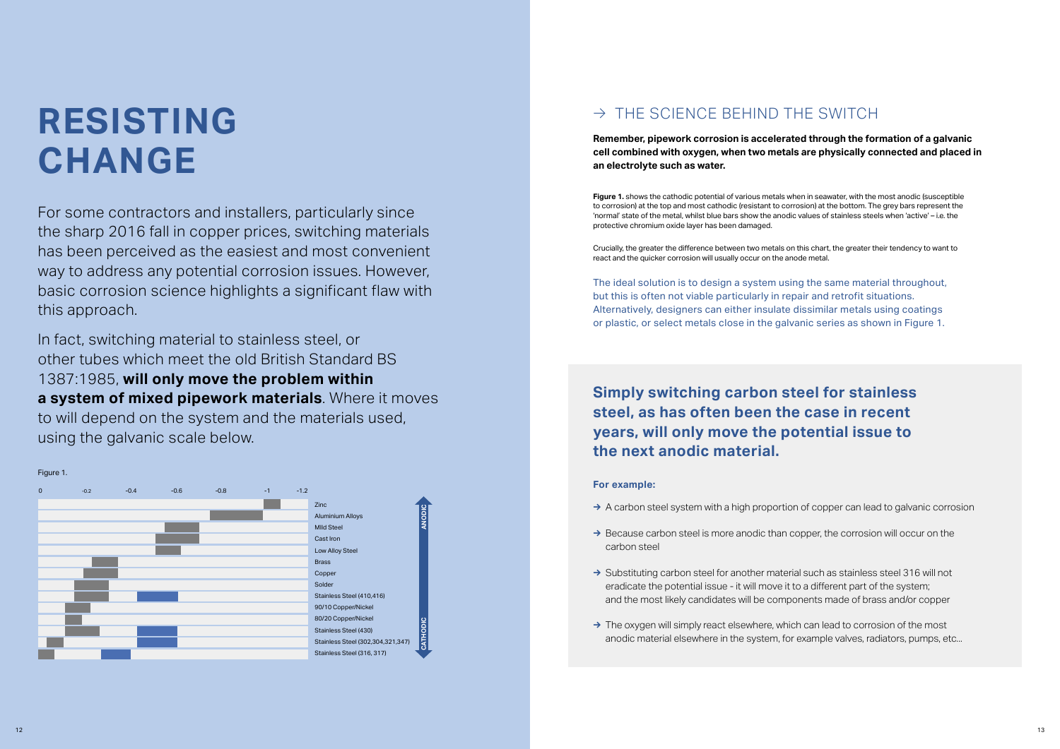# RESISTING CHANGE

For some contractors and installers, particularly since the sharp 2016 fall in copper prices, switching materials has been perceived as the easiest and most convenient way to address any potential corrosion issues. However, basic corrosion science highlights a significant flaw with this approach.

In fact, switching material to stainless steel, or other tubes which meet the old British Standard BS 1387:1985, **will only move the problem within a system of mixed pipework materials**. Where it moves to will depend on the system and the materials used, using the galvanic scale below.

Figure 1.

| Metal | Scale: 0 to -1.2 |
|---|---|
| Zinc | |
| Aluminium Alloys | |
| Mild Steel | |
| Cast Iron | |
| Low Alloy Steel | |
| Brass | |
| Copper | |
| Solder | |
| Stainless Steel (410,416) | |
| 90/10 Copper/Nickel | |
| 80/20 Copper/Nickel | |
| Stainless Steel (430) | |
| Stainless Steel (302,304,321,347) | |
| Stainless Steel (316, 317) | |

ANODIC (top) — CATHODIC (bottom)

## → THE SCIENCE BEHIND THE SWITCH

**Remember, pipework corrosion is accelerated through the formation of a galvanic cell combined with oxygen, when two metals are physically connected and placed in an electrolyte such as water.**

**Figure 1.** shows the cathodic potential of various metals when in seawater, with the most anodic (susceptible to corrosion) at the top and most cathodic (resistant to corrosion) at the bottom. The grey bars represent the 'normal' state of the metal, whilst blue bars show the anodic values of stainless steels when 'active' – i.e. the protective chromium oxide layer has been damaged.

Crucially, the greater the difference between two metals on this chart, the greater their tendency to want to react and the quicker corrosion will usually occur on the anode metal.

The ideal solution is to design a system using the same material throughout, but this is often not viable particularly in repair and retrofit situations. Alternatively, designers can either insulate dissimilar metals using coatings or plastic, or select metals close in the galvanic series as shown in Figure 1.

**Simply switching carbon steel for stainless steel, as has often been the case in recent years, will only move the potential issue to the next anodic material.**

**For example:**

- → A carbon steel system with a high proportion of copper can lead to galvanic corrosion
- → Because carbon steel is more anodic than copper, the corrosion will occur on the carbon steel
- → Substituting carbon steel for another material such as stainless steel 316 will not eradicate the potential issue - it will move it to a different part of the system; and the most likely candidates will be components made of brass and/or copper
- → The oxygen will simply react elsewhere, which can lead to corrosion of the most anodic material elsewhere in the system, for example valves, radiators, pumps, etc...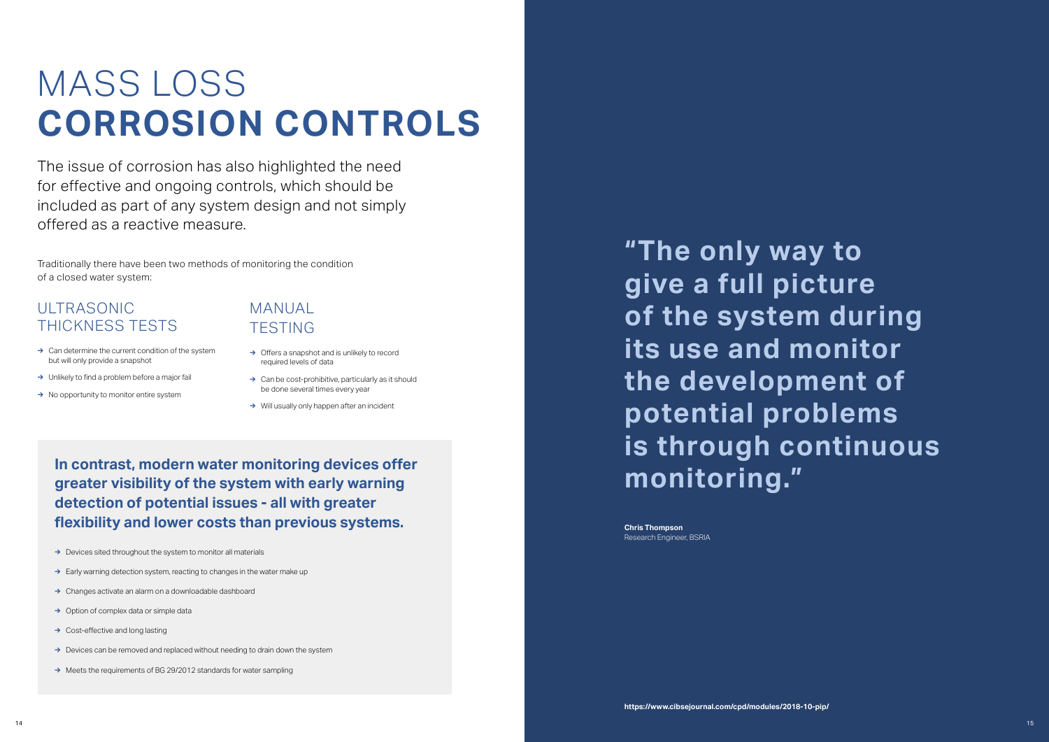# MASS LOSS **CORROSION CONTROLS**

The issue of corrosion has also highlighted the need for effective and ongoing controls, which should be included as part of any system design and not simply offered as a reactive measure.

Traditionally there have been two methods of monitoring the condition of a closed water system:

## ULTRASONIC THICKNESS TESTS

- → Can determine the current condition of the system but will only provide a snapshot
- → Unlikely to find a problem before a major fail
- → No opportunity to monitor entire system

## MANUAL TESTING

- → Offers a snapshot and is unlikely to record required levels of data
- → Can be cost-prohibitive, particularly as it should be done several times every year
- → Will usually only happen after an incident

**In contrast, modern water monitoring devices offer greater visibility of the system with early warning detection of potential issues - all with greater flexibility and lower costs than previous systems.**

- → Devices sited throughout the system to monitor all materials
- → Early warning detection system, reacting to changes in the water make up
- → Changes activate an alarm on a downloadable dashboard
- → Option of complex data or simple data
- → Cost-effective and long lasting
- → Devices can be removed and replaced without needing to drain down the system
- → Meets the requirements of BG 29/2012 standards for water sampling

> **"The only way to give a full picture of the system during its use and monitor the development of potential problems is through continuous monitoring."**
>
> **Chris Thompson**
> Research Engineer, BSRIA

**https://www.cibsejournal.com/cpd/modules/2018-10-pip/**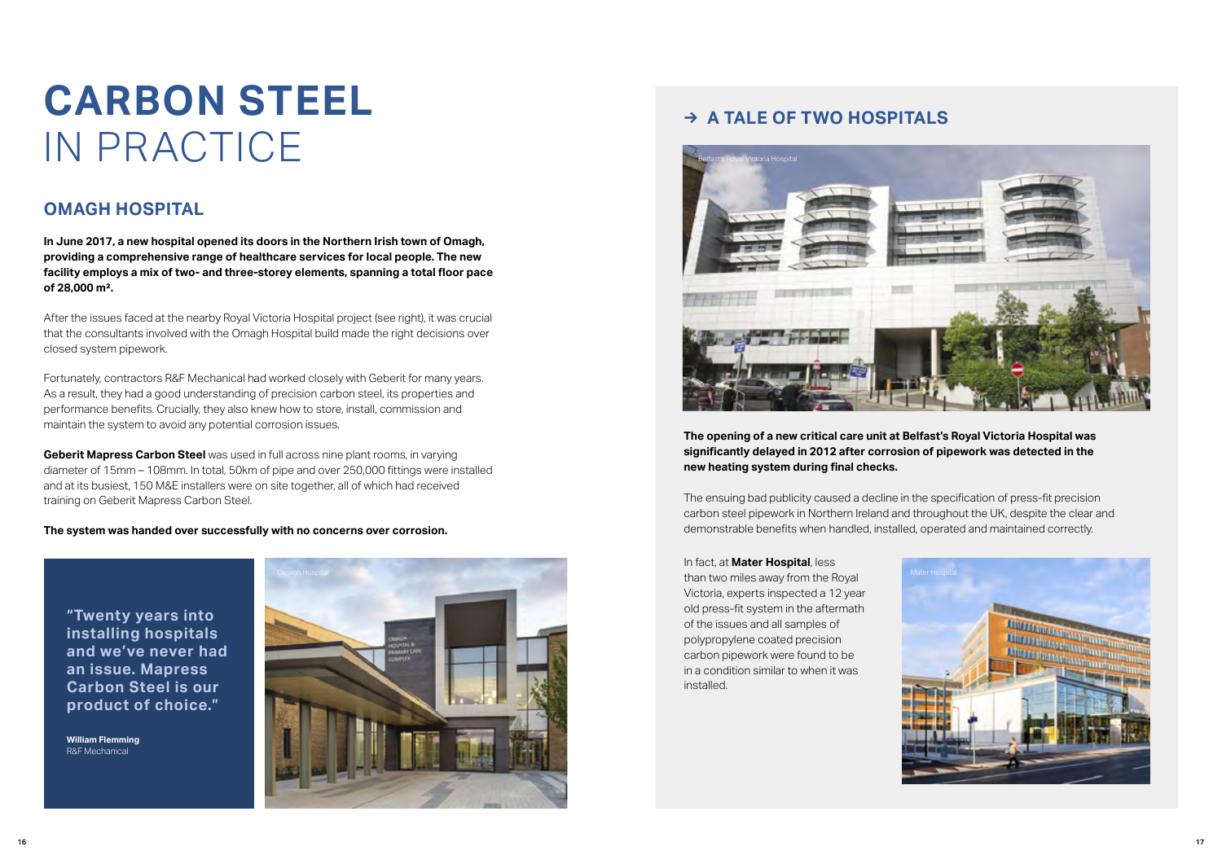# CARBON STEEL IN PRACTICE

## OMAGH HOSPITAL

**In June 2017, a new hospital opened its doors in the Northern Irish town of Omagh, providing a comprehensive range of healthcare services for local people. The new facility employs a mix of two- and three-storey elements, spanning a total floor pace of 28,000 m².**

After the issues faced at the nearby Royal Victoria Hospital project (see right), it was crucial that the consultants involved with the Omagh Hospital build made the right decisions over closed system pipework.

Fortunately, contractors R&F Mechanical had worked closely with Geberit for many years. As a result, they had a good understanding of precision carbon steel, its properties and performance benefits. Crucially, they also knew how to store, install, commission and maintain the system to avoid any potential corrosion issues.

**Geberit Mapress Carbon Steel** was used in full across nine plant rooms, in varying diameter of 15mm – 108mm. In total, 50km of pipe and over 250,000 fittings were installed and at its busiest, 150 M&E installers were on site together, all of which had received training on Geberit Mapress Carbon Steel.

**The system was handed over successfully with no concerns over corrosion.**

> **"Twenty years into installing hospitals and we've never had an issue. Mapress Carbon Steel is our product of choice."**
>
> **William Flemming**
> R&F Mechanical

Omagh Hospital

## → A TALE OF TWO HOSPITALS

Belfast's Royal Victoria Hospital

**The opening of a new critical care unit at Belfast's Royal Victoria Hospital was significantly delayed in 2012 after corrosion of pipework was detected in the new heating system during final checks.**

The ensuing bad publicity caused a decline in the specification of press-fit precision carbon steel pipework in Northern Ireland and throughout the UK, despite the clear and demonstrable benefits when handled, installed, operated and maintained correctly.

In fact, at **Mater Hospital**, less than two miles away from the Royal Victoria, experts inspected a 12 year old press-fit system in the aftermath of the issues and all samples of polypropylene coated precision carbon pipework were found to be in a condition similar to when it was installed.

Mater Hospital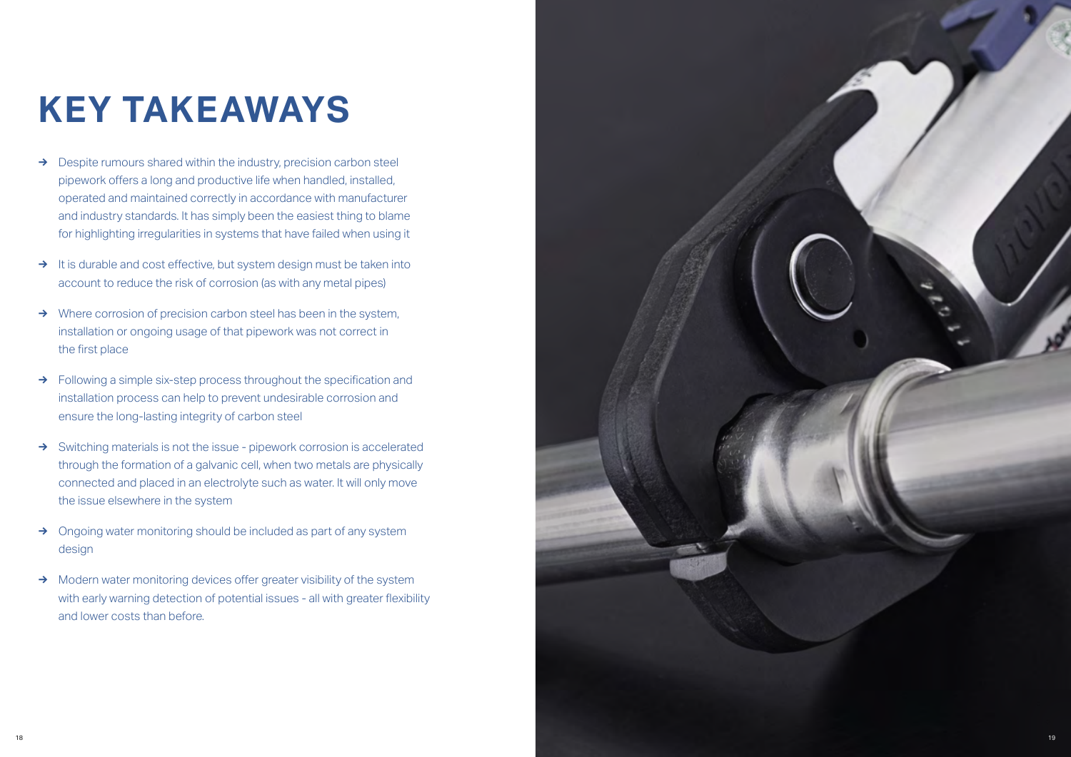# KEY TAKEAWAYS

- Despite rumours shared within the industry, precision carbon steel pipework offers a long and productive life when handled, installed, operated and maintained correctly in accordance with manufacturer and industry standards. It has simply been the easiest thing to blame for highlighting irregularities in systems that have failed when using it
- It is durable and cost effective, but system design must be taken into account to reduce the risk of corrosion (as with any metal pipes)
- Where corrosion of precision carbon steel has been in the system, installation or ongoing usage of that pipework was not correct in the first place
- Following a simple six-step process throughout the specification and installation process can help to prevent undesirable corrosion and ensure the long-lasting integrity of carbon steel
- Switching materials is not the issue - pipework corrosion is accelerated through the formation of a galvanic cell, when two metals are physically connected and placed in an electrolyte such as water. It will only move the issue elsewhere in the system
- Ongoing water monitoring should be included as part of any system design
- Modern water monitoring devices offer greater visibility of the system with early warning detection of potential issues - all with greater flexibility and lower costs than before.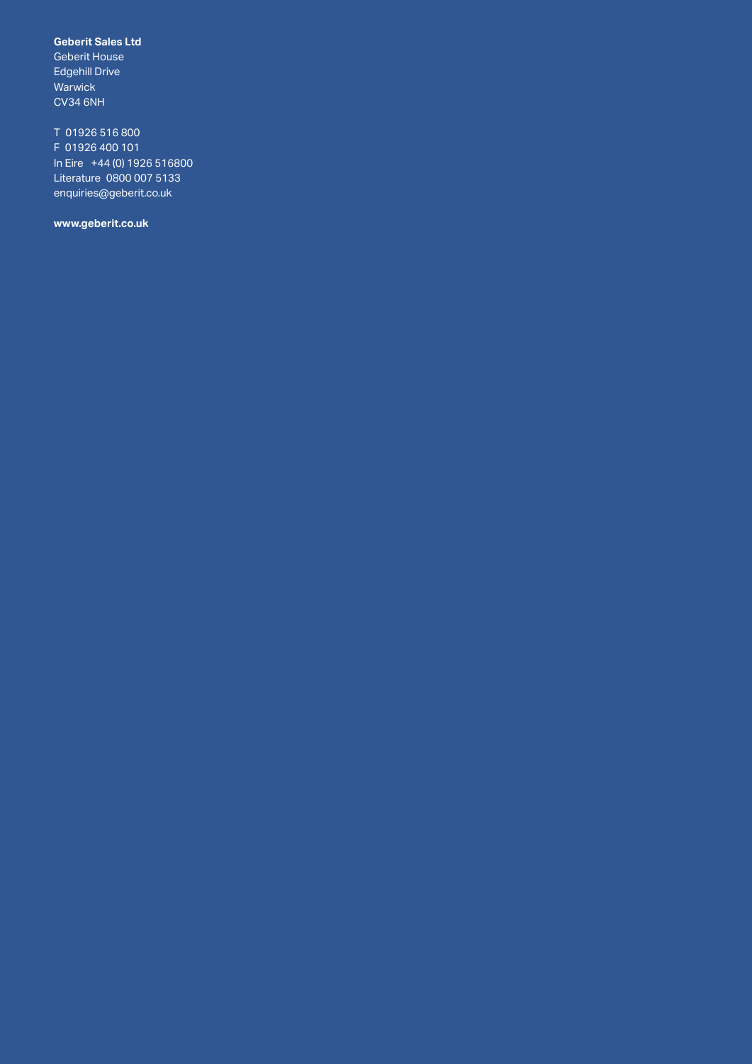**Geberit Sales Ltd**
Geberit House
Edgehill Drive
Warwick
CV34 6NH

T 01926 516 800
F 01926 400 101
In Eire +44 (0) 1926 516800
Literature 0800 007 5133
enquiries@geberit.co.uk

**www.geberit.co.uk**